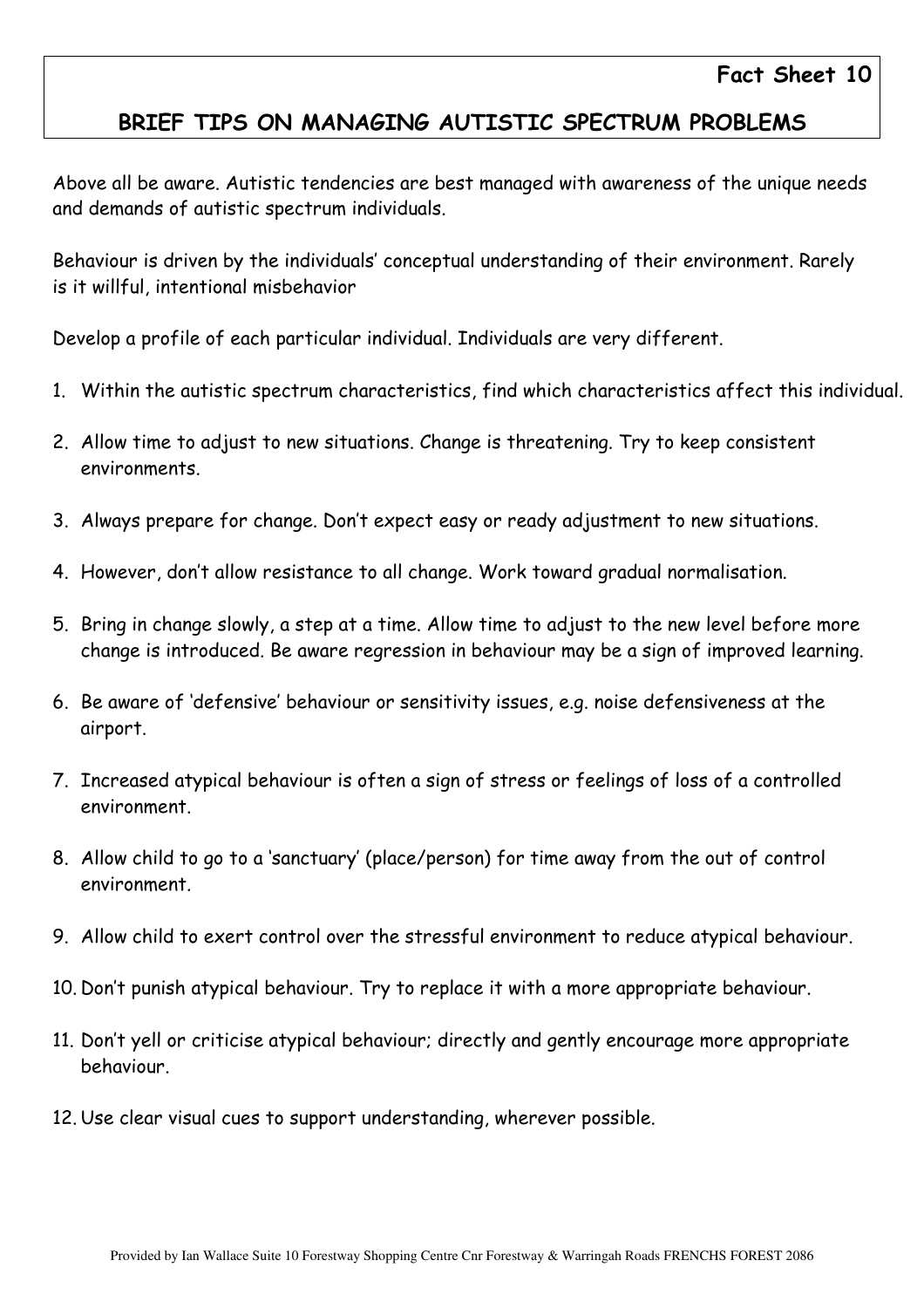**Fact Sheet 10**

# BRIEF TIPS ON MANAGING AUTISTIC SPECTRUM PROBLEMS

Above all be aware. Autistic tendencies are best managed with awareness of the unique needs and demands of autistic spectrum individuals.

Behaviour is driven by the individuals' conceptual understanding of their environment. Rarely is it willful, intentional misbehavior

Develop a profile of each particular individual. Individuals are very different.

1. Within the autistic spectrum characteristics, find which characteristics affect this individual.
2. Allow time to adjust to new situations. Change is threatening. Try to keep consistent environments.
3. Always prepare for change. Don't expect easy or ready adjustment to new situations.
4. However, don't allow resistance to all change. Work toward gradual normalisation.
5. Bring in change slowly, a step at a time. Allow time to adjust to the new level before more change is introduced. Be aware regression in behaviour may be a sign of improved learning.
6. Be aware of 'defensive' behaviour or sensitivity issues, e.g. noise defensiveness at the airport.
7. Increased atypical behaviour is often a sign of stress or feelings of loss of a controlled environment.
8. Allow child to go to a 'sanctuary' (place/person) for time away from the out of control environment.
9. Allow child to exert control over the stressful environment to reduce atypical behaviour.
10. Don't punish atypical behaviour. Try to replace it with a more appropriate behaviour.
11. Don't yell or criticise atypical behaviour; directly and gently encourage more appropriate behaviour.
12. Use clear visual cues to support understanding, wherever possible.

Provided by Ian Wallace Suite 10 Forestway Shopping Centre Cnr Forestway & Warringah Roads FRENCHS FOREST 2086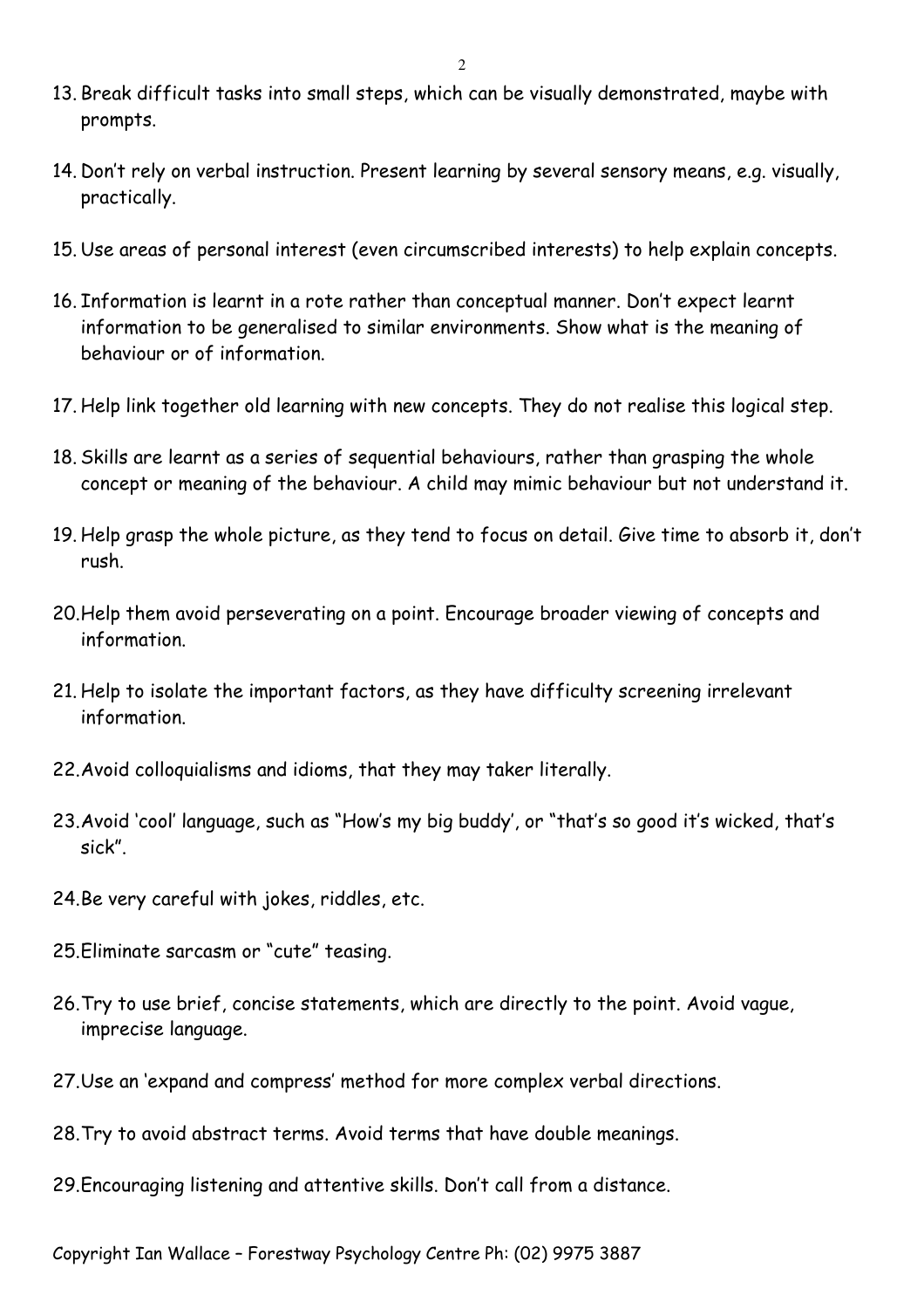13. Break difficult tasks into small steps, which can be visually demonstrated, maybe with prompts.

14. Don't rely on verbal instruction. Present learning by several sensory means, e.g. visually, practically.

15. Use areas of personal interest (even circumscribed interests) to help explain concepts.

16. Information is learnt in a rote rather than conceptual manner. Don't expect learnt information to be generalised to similar environments. Show what is the meaning of behaviour or of information.

17. Help link together old learning with new concepts. They do not realise this logical step.

18. Skills are learnt as a series of sequential behaviours, rather than grasping the whole concept or meaning of the behaviour. A child may mimic behaviour but not understand it.

19. Help grasp the whole picture, as they tend to focus on detail. Give time to absorb it, don't rush.

20. Help them avoid perseverating on a point. Encourage broader viewing of concepts and information.

21. Help to isolate the important factors, as they have difficulty screening irrelevant information.

22. Avoid colloquialisms and idioms, that they may taker literally.

23. Avoid 'cool' language, such as "How's my big buddy', or "that's so good it's wicked, that's sick".

24. Be very careful with jokes, riddles, etc.

25. Eliminate sarcasm or "cute" teasing.

26. Try to use brief, concise statements, which are directly to the point. Avoid vague, imprecise language.

27. Use an 'expand and compress' method for more complex verbal directions.

28. Try to avoid abstract terms. Avoid terms that have double meanings.

29. Encouraging listening and attentive skills. Don't call from a distance.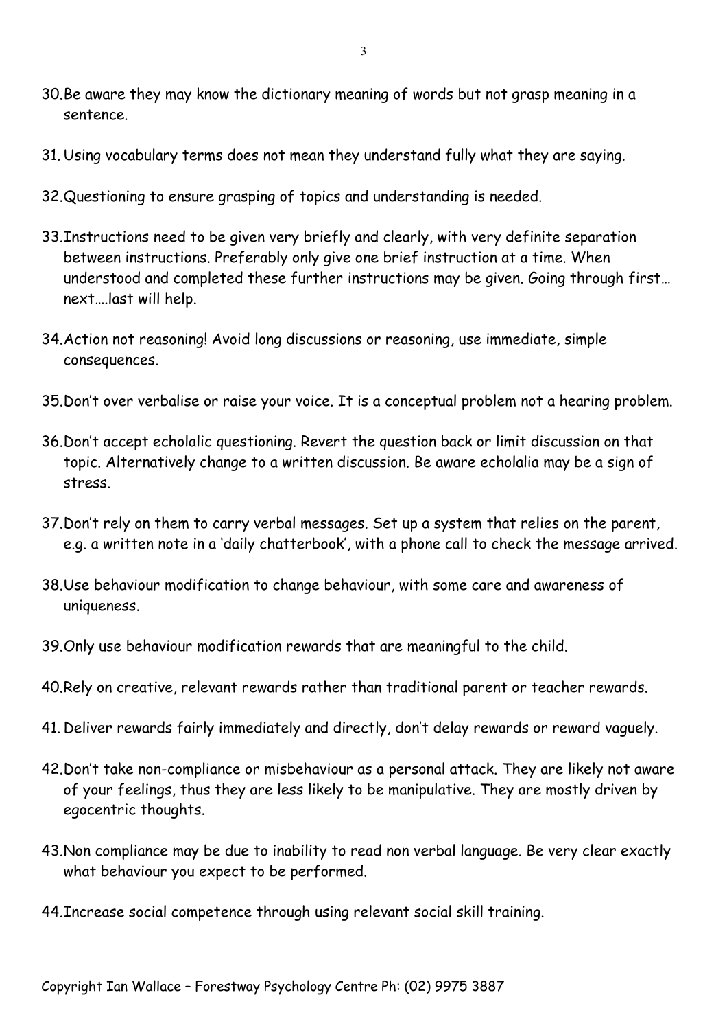30. Be aware they may know the dictionary meaning of words but not grasp meaning in a sentence.

31. Using vocabulary terms does not mean they understand fully what they are saying.

32. Questioning to ensure grasping of topics and understanding is needed.

33. Instructions need to be given very briefly and clearly, with very definite separation between instructions. Preferably only give one brief instruction at a time. When understood and completed these further instructions may be given. Going through first… next….last will help.

34. Action not reasoning! Avoid long discussions or reasoning, use immediate, simple consequences.

35. Don't over verbalise or raise your voice. It is a conceptual problem not a hearing problem.

36. Don't accept echolalic questioning. Revert the question back or limit discussion on that topic. Alternatively change to a written discussion. Be aware echolalia may be a sign of stress.

37. Don't rely on them to carry verbal messages. Set up a system that relies on the parent, e.g. a written note in a 'daily chatterbook', with a phone call to check the message arrived.

38. Use behaviour modification to change behaviour, with some care and awareness of uniqueness.

39. Only use behaviour modification rewards that are meaningful to the child.

40. Rely on creative, relevant rewards rather than traditional parent or teacher rewards.

41. Deliver rewards fairly immediately and directly, don't delay rewards or reward vaguely.

42. Don't take non-compliance or misbehaviour as a personal attack. They are likely not aware of your feelings, thus they are less likely to be manipulative. They are mostly driven by egocentric thoughts.

43. Non compliance may be due to inability to read non verbal language. Be very clear exactly what behaviour you expect to be performed.

44. Increase social competence through using relevant social skill training.

Copyright Ian Wallace – Forestway Psychology Centre Ph: (02) 9975 3887